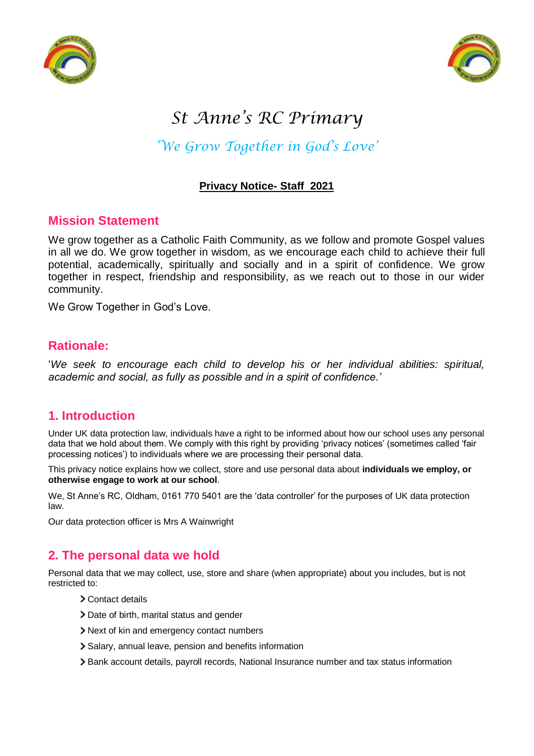# St Anne's RC Primary

*'We Grow Together in God's Love'*

**Privacy Notice- Staff 2021**

## Mission Statement

We grow together as a Catholic Faith Community, as we follow and promote Gospel values in all we do. We grow together in wisdom, as we encourage each child to achieve their full potential, academically, spiritually and socially and in a spirit of confidence. We grow together in respect, friendship and responsibility, as we reach out to those in our wider community.

We Grow Together in God's Love.

## Rationale:

'*We seek to encourage each child to develop his or her individual abilities: spiritual, academic and social, as fully as possible and in a spirit of confidence.'*

## 1. Introduction

Under UK data protection law, individuals have a right to be informed about how our school uses any personal data that we hold about them. We comply with this right by providing 'privacy notices' (sometimes called 'fair processing notices') to individuals where we are processing their personal data.

This privacy notice explains how we collect, store and use personal data about **individuals we employ, or otherwise engage to work at our school**.

We, St Anne's RC, Oldham, 0161 770 5401 are the 'data controller' for the purposes of UK data protection law.

Our data protection officer is Mrs A Wainwright

## 2. The personal data we hold

Personal data that we may collect, use, store and share (when appropriate) about you includes, but is not restricted to:

- Contact details
- Date of birth, marital status and gender
- Next of kin and emergency contact numbers
- Salary, annual leave, pension and benefits information
- Bank account details, payroll records, National Insurance number and tax status information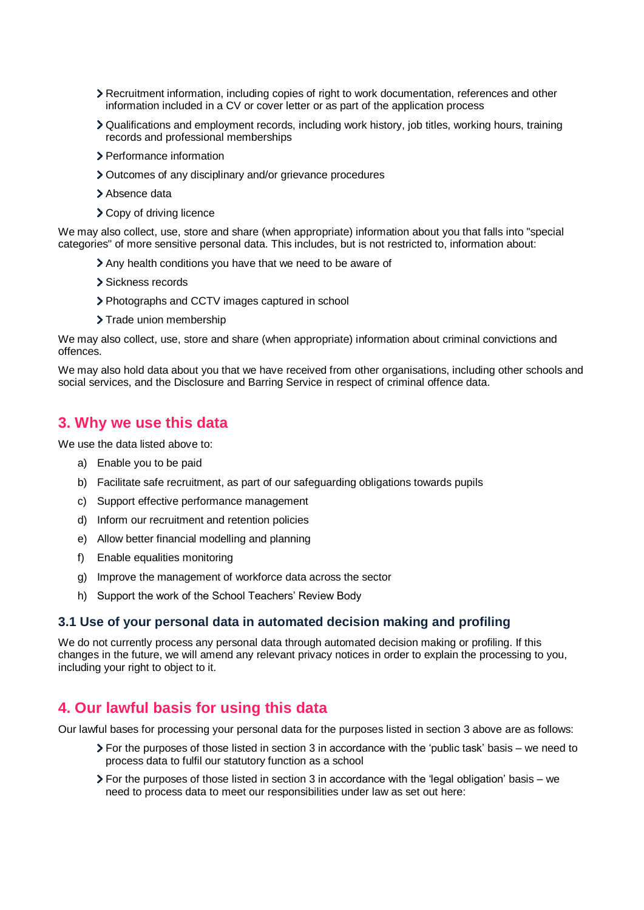- Recruitment information, including copies of right to work documentation, references and other information included in a CV or cover letter or as part of the application process
- Qualifications and employment records, including work history, job titles, working hours, training records and professional memberships
- Performance information
- Outcomes of any disciplinary and/or grievance procedures
- Absence data
- Copy of driving licence

We may also collect, use, store and share (when appropriate) information about you that falls into "special categories" of more sensitive personal data. This includes, but is not restricted to, information about:

- Any health conditions you have that we need to be aware of
- Sickness records
- Photographs and CCTV images captured in school
- Trade union membership

We may also collect, use, store and share (when appropriate) information about criminal convictions and offences.

We may also hold data about you that we have received from other organisations, including other schools and social services, and the Disclosure and Barring Service in respect of criminal offence data.

## 3. Why we use this data

We use the data listed above to:

a) Enable you to be paid
b) Facilitate safe recruitment, as part of our safeguarding obligations towards pupils
c) Support effective performance management
d) Inform our recruitment and retention policies
e) Allow better financial modelling and planning
f) Enable equalities monitoring
g) Improve the management of workforce data across the sector
h) Support the work of the School Teachers' Review Body

### 3.1 Use of your personal data in automated decision making and profiling

We do not currently process any personal data through automated decision making or profiling. If this changes in the future, we will amend any relevant privacy notices in order to explain the processing to you, including your right to object to it.

## 4. Our lawful basis for using this data

Our lawful bases for processing your personal data for the purposes listed in section 3 above are as follows:

- For the purposes of those listed in section 3 in accordance with the 'public task' basis – we need to process data to fulfil our statutory function as a school
- For the purposes of those listed in section 3 in accordance with the 'legal obligation' basis – we need to process data to meet our responsibilities under law as set out here: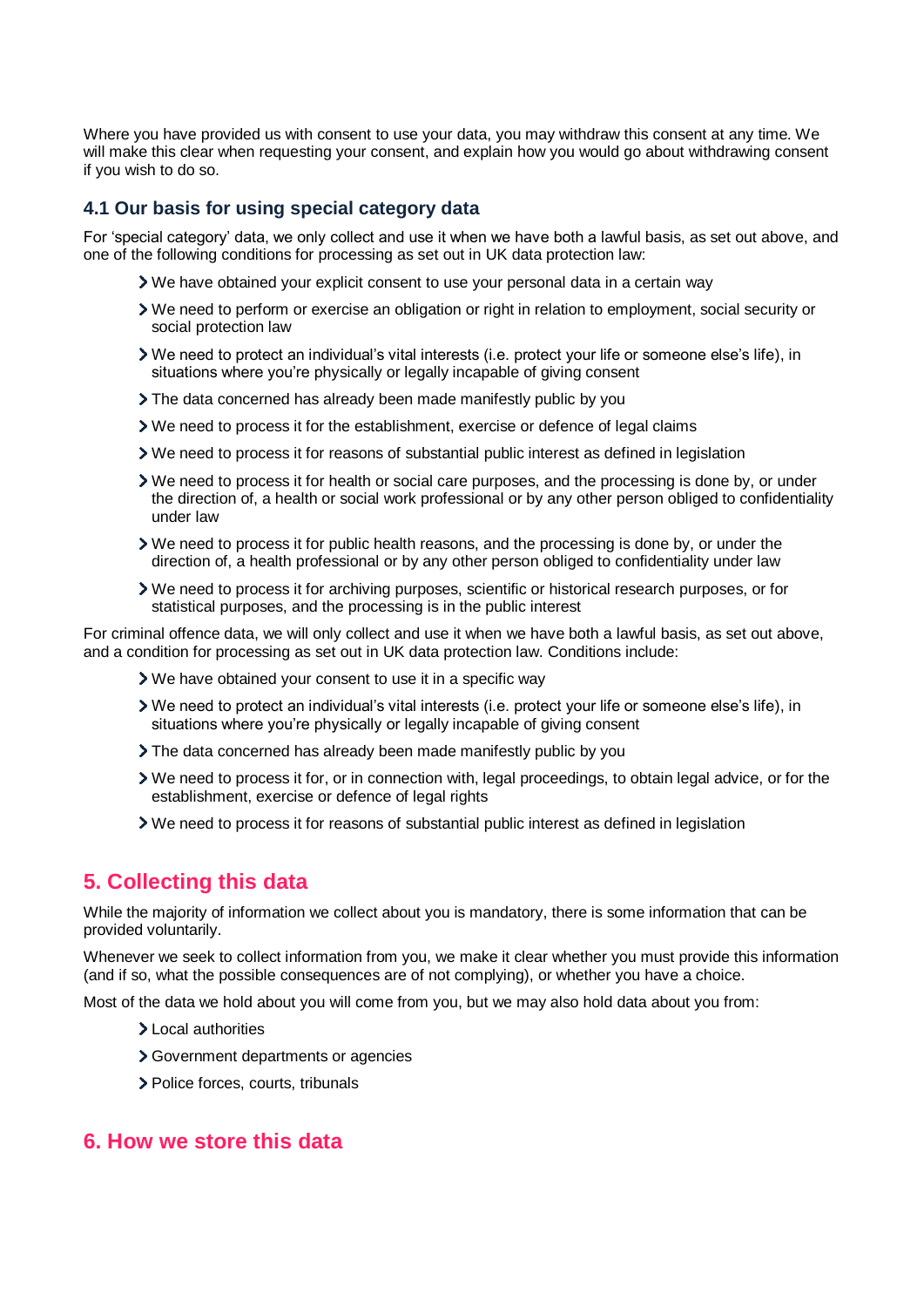Where you have provided us with consent to use your data, you may withdraw this consent at any time. We will make this clear when requesting your consent, and explain how you would go about withdrawing consent if you wish to do so.

### 4.1 Our basis for using special category data

For 'special category' data, we only collect and use it when we have both a lawful basis, as set out above, and one of the following conditions for processing as set out in UK data protection law:

- We have obtained your explicit consent to use your personal data in a certain way
- We need to perform or exercise an obligation or right in relation to employment, social security or social protection law
- We need to protect an individual's vital interests (i.e. protect your life or someone else's life), in situations where you're physically or legally incapable of giving consent
- The data concerned has already been made manifestly public by you
- We need to process it for the establishment, exercise or defence of legal claims
- We need to process it for reasons of substantial public interest as defined in legislation
- We need to process it for health or social care purposes, and the processing is done by, or under the direction of, a health or social work professional or by any other person obliged to confidentiality under law
- We need to process it for public health reasons, and the processing is done by, or under the direction of, a health professional or by any other person obliged to confidentiality under law
- We need to process it for archiving purposes, scientific or historical research purposes, or for statistical purposes, and the processing is in the public interest

For criminal offence data, we will only collect and use it when we have both a lawful basis, as set out above, and a condition for processing as set out in UK data protection law. Conditions include:

- We have obtained your consent to use it in a specific way
- We need to protect an individual's vital interests (i.e. protect your life or someone else's life), in situations where you're physically or legally incapable of giving consent
- The data concerned has already been made manifestly public by you
- We need to process it for, or in connection with, legal proceedings, to obtain legal advice, or for the establishment, exercise or defence of legal rights
- We need to process it for reasons of substantial public interest as defined in legislation

## 5. Collecting this data

While the majority of information we collect about you is mandatory, there is some information that can be provided voluntarily.

Whenever we seek to collect information from you, we make it clear whether you must provide this information (and if so, what the possible consequences are of not complying), or whether you have a choice.

Most of the data we hold about you will come from you, but we may also hold data about you from:

- Local authorities
- Government departments or agencies
- Police forces, courts, tribunals

## 6. How we store this data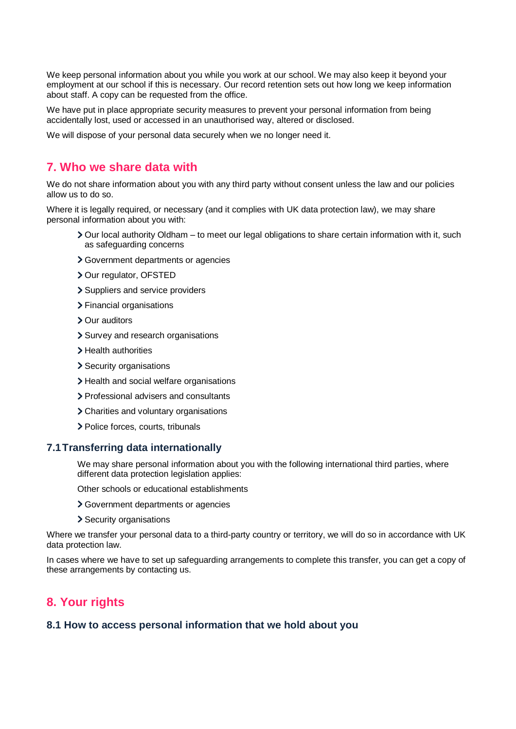We keep personal information about you while you work at our school. We may also keep it beyond your employment at our school if this is necessary. Our record retention sets out how long we keep information about staff. A copy can be requested from the office.

We have put in place appropriate security measures to prevent your personal information from being accidentally lost, used or accessed in an unauthorised way, altered or disclosed.

We will dispose of your personal data securely when we no longer need it.

## 7. Who we share data with

We do not share information about you with any third party without consent unless the law and our policies allow us to do so.

Where it is legally required, or necessary (and it complies with UK data protection law), we may share personal information about you with:

- Our local authority Oldham – to meet our legal obligations to share certain information with it, such as safeguarding concerns
- Government departments or agencies
- Our regulator, OFSTED
- Suppliers and service providers
- Financial organisations
- Our auditors
- Survey and research organisations
- Health authorities
- Security organisations
- Health and social welfare organisations
- Professional advisers and consultants
- Charities and voluntary organisations
- Police forces, courts, tribunals

### 7.1 Transferring data internationally

We may share personal information about you with the following international third parties, where different data protection legislation applies:

Other schools or educational establishments

- Government departments or agencies
- Security organisations

Where we transfer your personal data to a third-party country or territory, we will do so in accordance with UK data protection law.

In cases where we have to set up safeguarding arrangements to complete this transfer, you can get a copy of these arrangements by contacting us.

## 8. Your rights

### 8.1 How to access personal information that we hold about you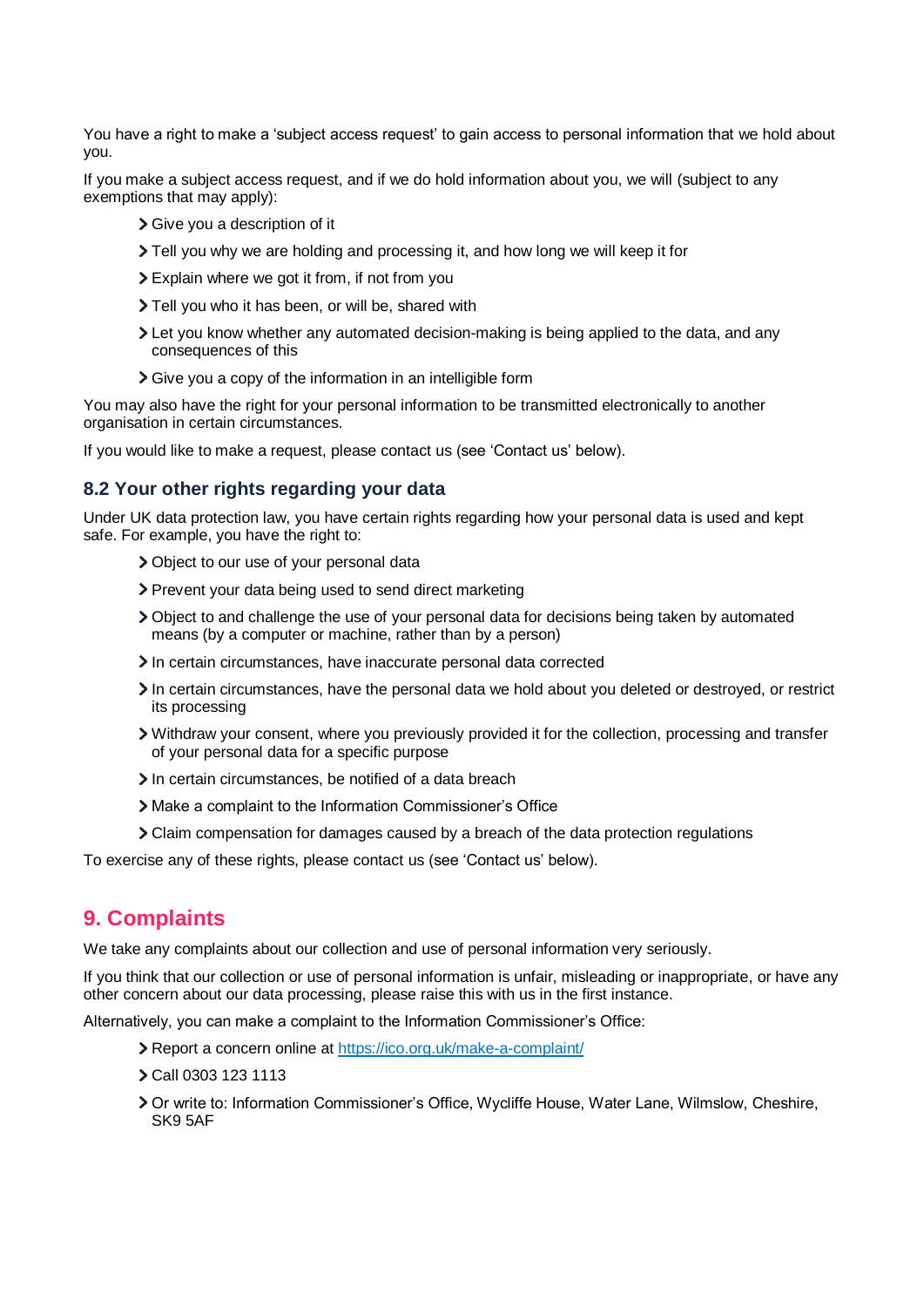You have a right to make a 'subject access request' to gain access to personal information that we hold about you.

If you make a subject access request, and if we do hold information about you, we will (subject to any exemptions that may apply):

- Give you a description of it
- Tell you why we are holding and processing it, and how long we will keep it for
- Explain where we got it from, if not from you
- Tell you who it has been, or will be, shared with
- Let you know whether any automated decision-making is being applied to the data, and any consequences of this
- Give you a copy of the information in an intelligible form

You may also have the right for your personal information to be transmitted electronically to another organisation in certain circumstances.

If you would like to make a request, please contact us (see 'Contact us' below).

### 8.2 Your other rights regarding your data

Under UK data protection law, you have certain rights regarding how your personal data is used and kept safe. For example, you have the right to:

- Object to our use of your personal data
- Prevent your data being used to send direct marketing
- Object to and challenge the use of your personal data for decisions being taken by automated means (by a computer or machine, rather than by a person)
- In certain circumstances, have inaccurate personal data corrected
- In certain circumstances, have the personal data we hold about you deleted or destroyed, or restrict its processing
- Withdraw your consent, where you previously provided it for the collection, processing and transfer of your personal data for a specific purpose
- In certain circumstances, be notified of a data breach
- Make a complaint to the Information Commissioner's Office
- Claim compensation for damages caused by a breach of the data protection regulations

To exercise any of these rights, please contact us (see 'Contact us' below).

## 9. Complaints

We take any complaints about our collection and use of personal information very seriously.

If you think that our collection or use of personal information is unfair, misleading or inappropriate, or have any other concern about our data processing, please raise this with us in the first instance.

Alternatively, you can make a complaint to the Information Commissioner's Office:

- Report a concern online at [https://ico.org.uk/make-a-complaint/](https://ico.org.uk/make-a-complaint/)
- Call 0303 123 1113
- Or write to: Information Commissioner's Office, Wycliffe House, Water Lane, Wilmslow, Cheshire, SK9 5AF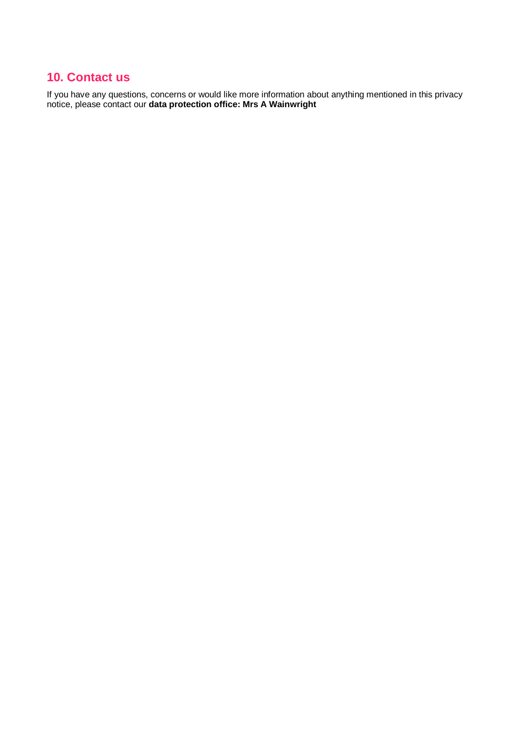## 10. Contact us

If you have any questions, concerns or would like more information about anything mentioned in this privacy notice, please contact our **data protection office: Mrs A Wainwright**